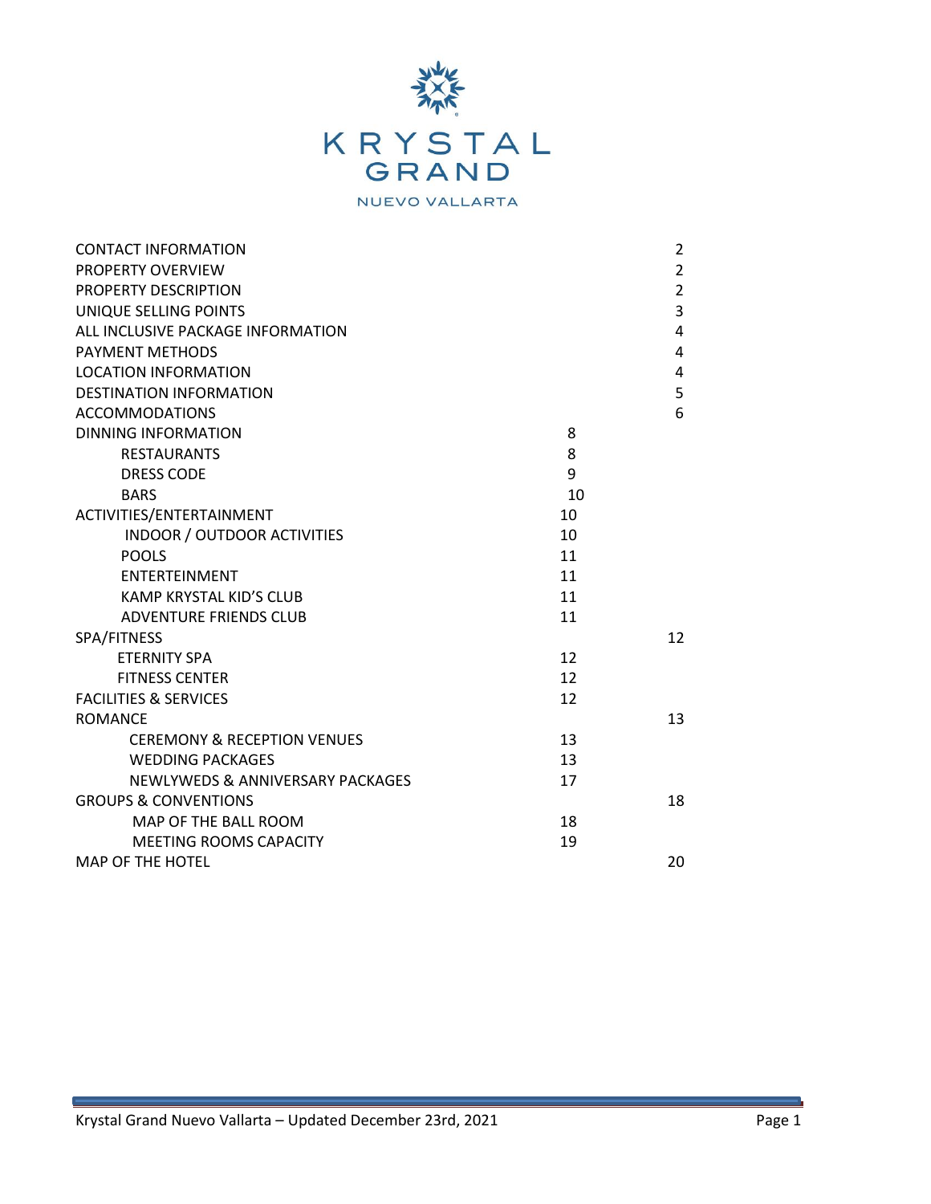# KRYSTAL GRAND

NUEVO VALLARTA

| | | |
|---|---|---|
| CONTACT INFORMATION | | 2 |
| PROPERTY OVERVIEW | | 2 |
| PROPERTY DESCRIPTION | | 2 |
| UNIQUE SELLING POINTS | | 3 |
| ALL INCLUSIVE PACKAGE INFORMATION | | 4 |
| PAYMENT METHODS | | 4 |
| LOCATION INFORMATION | | 4 |
| DESTINATION INFORMATION | | 5 |
| ACCOMMODATIONS | | 6 |
| DINNING INFORMATION | 8 | |
| RESTAURANTS | 8 | |
| DRESS CODE | 9 | |
| BARS | 10 | |
| ACTIVITIES/ENTERTAINMENT | 10 | |
| INDOOR / OUTDOOR ACTIVITIES | 10 | |
| POOLS | 11 | |
| ENTERTEINMENT | 11 | |
| KAMP KRYSTAL KID'S CLUB | 11 | |
| ADVENTURE FRIENDS CLUB | 11 | |
| SPA/FITNESS | | 12 |
| ETERNITY SPA | 12 | |
| FITNESS CENTER | 12 | |
| FACILITIES & SERVICES | 12 | |
| ROMANCE | | 13 |
| CEREMONY & RECEPTION VENUES | 13 | |
| WEDDING PACKAGES | 13 | |
| NEWLYWEDS & ANNIVERSARY PACKAGES | 17 | |
| GROUPS & CONVENTIONS | | 18 |
| MAP OF THE BALL ROOM | 18 | |
| MEETING ROOMS CAPACITY | 19 | |
| MAP OF THE HOTEL | | 20 |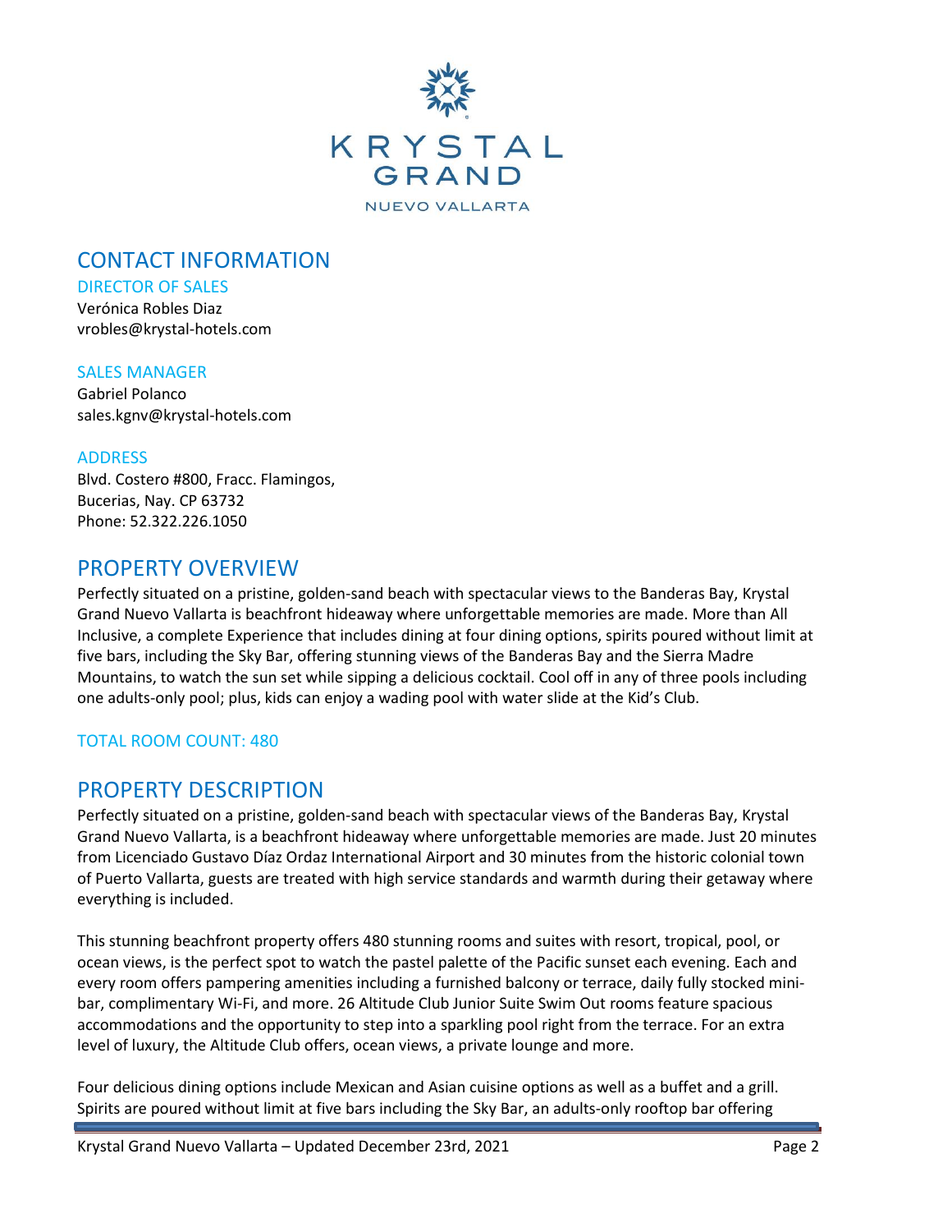KRYSTAL GRAND

NUEVO VALLARTA

# CONTACT INFORMATION

### DIRECTOR OF SALES

Verónica Robles Diaz
vrobles@krystal-hotels.com

### SALES MANAGER

Gabriel Polanco
sales.kgnv@krystal-hotels.com

### ADDRESS

Blvd. Costero #800, Fracc. Flamingos,
Bucerias, Nay. CP 63732
Phone: 52.322.226.1050

# PROPERTY OVERVIEW

Perfectly situated on a pristine, golden-sand beach with spectacular views to the Banderas Bay, Krystal Grand Nuevo Vallarta is beachfront hideaway where unforgettable memories are made. More than All Inclusive, a complete Experience that includes dining at four dining options, spirits poured without limit at five bars, including the Sky Bar, offering stunning views of the Banderas Bay and the Sierra Madre Mountains, to watch the sun set while sipping a delicious cocktail. Cool off in any of three pools including one adults-only pool; plus, kids can enjoy a wading pool with water slide at the Kid's Club.

### TOTAL ROOM COUNT: 480

# PROPERTY DESCRIPTION

Perfectly situated on a pristine, golden-sand beach with spectacular views of the Banderas Bay, Krystal Grand Nuevo Vallarta, is a beachfront hideaway where unforgettable memories are made. Just 20 minutes from Licenciado Gustavo Díaz Ordaz International Airport and 30 minutes from the historic colonial town of Puerto Vallarta, guests are treated with high service standards and warmth during their getaway where everything is included.

This stunning beachfront property offers 480 stunning rooms and suites with resort, tropical, pool, or ocean views, is the perfect spot to watch the pastel palette of the Pacific sunset each evening. Each and every room offers pampering amenities including a furnished balcony or terrace, daily fully stocked mini-bar, complimentary Wi-Fi, and more. 26 Altitude Club Junior Suite Swim Out rooms feature spacious accommodations and the opportunity to step into a sparkling pool right from the terrace. For an extra level of luxury, the Altitude Club offers, ocean views, a private lounge and more.

Four delicious dining options include Mexican and Asian cuisine options as well as a buffet and a grill. Spirits are poured without limit at five bars including the Sky Bar, an adults-only rooftop bar offering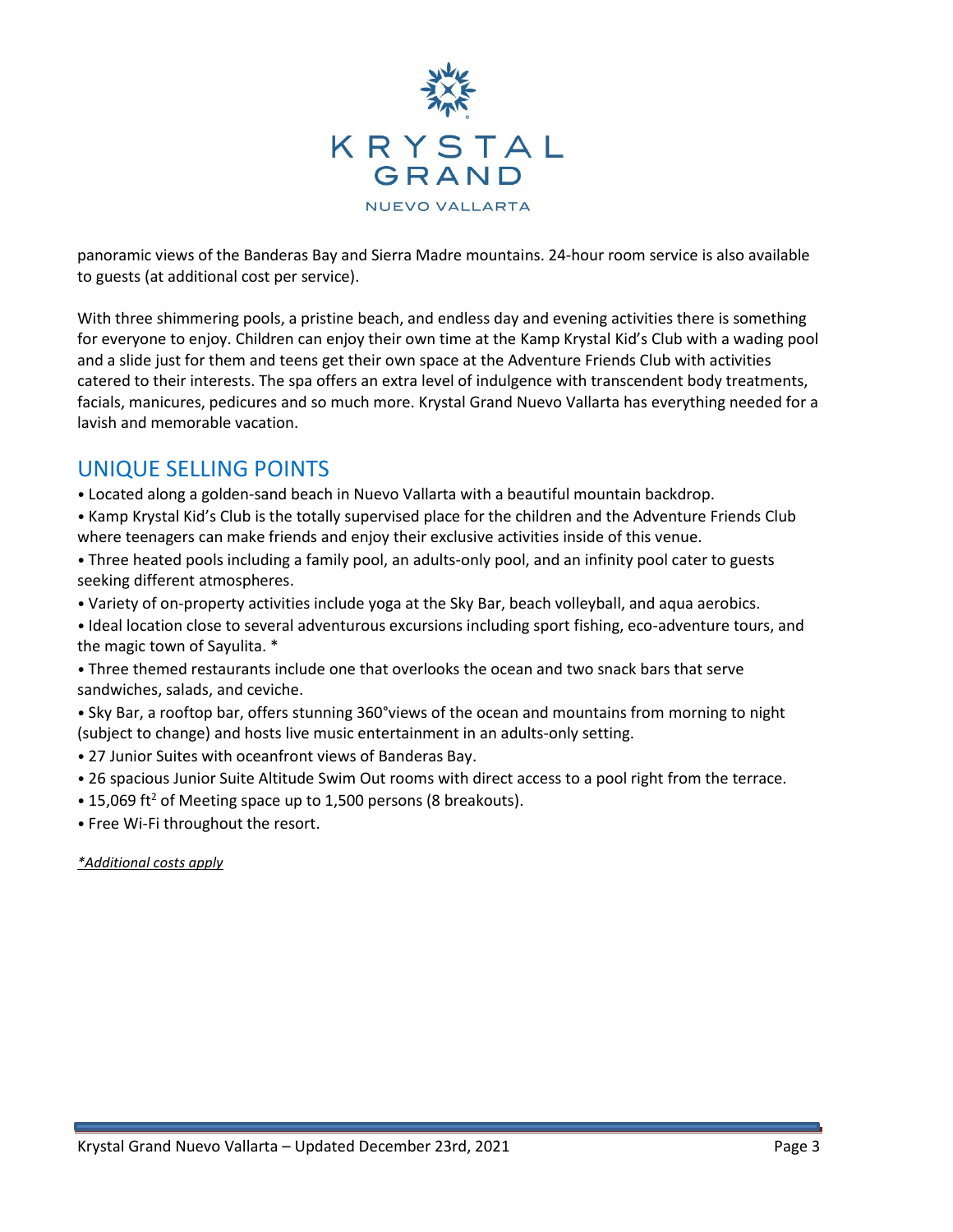panoramic views of the Banderas Bay and Sierra Madre mountains. 24-hour room service is also available to guests (at additional cost per service).

With three shimmering pools, a pristine beach, and endless day and evening activities there is something for everyone to enjoy. Children can enjoy their own time at the Kamp Krystal Kid's Club with a wading pool and a slide just for them and teens get their own space at the Adventure Friends Club with activities catered to their interests. The spa offers an extra level of indulgence with transcendent body treatments, facials, manicures, pedicures and so much more. Krystal Grand Nuevo Vallarta has everything needed for a lavish and memorable vacation.

## UNIQUE SELLING POINTS

- Located along a golden-sand beach in Nuevo Vallarta with a beautiful mountain backdrop.
- Kamp Krystal Kid's Club is the totally supervised place for the children and the Adventure Friends Club where teenagers can make friends and enjoy their exclusive activities inside of this venue.
- Three heated pools including a family pool, an adults-only pool, and an infinity pool cater to guests seeking different atmospheres.
- Variety of on-property activities include yoga at the Sky Bar, beach volleyball, and aqua aerobics.
- Ideal location close to several adventurous excursions including sport fishing, eco-adventure tours, and the magic town of Sayulita. *
- Three themed restaurants include one that overlooks the ocean and two snack bars that serve sandwiches, salads, and ceviche.
- Sky Bar, a rooftop bar, offers stunning 360°views of the ocean and mountains from morning to night (subject to change) and hosts live music entertainment in an adults-only setting.
- 27 Junior Suites with oceanfront views of Banderas Bay.
- 26 spacious Junior Suite Altitude Swim Out rooms with direct access to a pool right from the terrace.
- 15,069 $ft^2$ of Meeting space up to 1,500 persons (8 breakouts).
- Free Wi-Fi throughout the resort.

*Additional costs apply*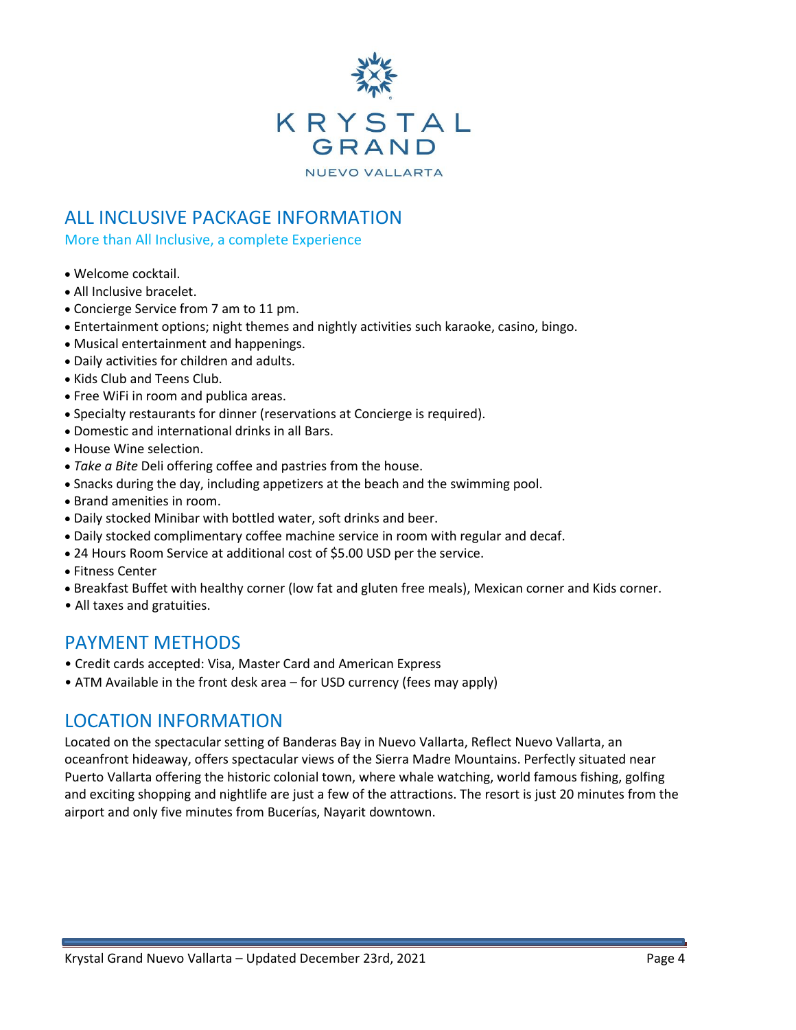KRYSTAL GRAND

NUEVO VALLARTA

## ALL INCLUSIVE PACKAGE INFORMATION

More than All Inclusive, a complete Experience

- Welcome cocktail.
- All Inclusive bracelet.
- Concierge Service from 7 am to 11 pm.
- Entertainment options; night themes and nightly activities such karaoke, casino, bingo.
- Musical entertainment and happenings.
- Daily activities for children and adults.
- Kids Club and Teens Club.
- Free WiFi in room and publica areas.
- Specialty restaurants for dinner (reservations at Concierge is required).
- Domestic and international drinks in all Bars.
- House Wine selection.
- *Take a Bite* Deli offering coffee and pastries from the house.
- Snacks during the day, including appetizers at the beach and the swimming pool.
- Brand amenities in room.
- Daily stocked Minibar with bottled water, soft drinks and beer.
- Daily stocked complimentary coffee machine service in room with regular and decaf.
- 24 Hours Room Service at additional cost of $5.00 USD per the service.
- Fitness Center
- Breakfast Buffet with healthy corner (low fat and gluten free meals), Mexican corner and Kids corner.
- All taxes and gratuities.

## PAYMENT METHODS

- Credit cards accepted: Visa, Master Card and American Express
- ATM Available in the front desk area – for USD currency (fees may apply)

## LOCATION INFORMATION

Located on the spectacular setting of Banderas Bay in Nuevo Vallarta, Reflect Nuevo Vallarta, an oceanfront hideaway, offers spectacular views of the Sierra Madre Mountains. Perfectly situated near Puerto Vallarta offering the historic colonial town, where whale watching, world famous fishing, golfing and exciting shopping and nightlife are just a few of the attractions. The resort is just 20 minutes from the airport and only five minutes from Bucerías, Nayarit downtown.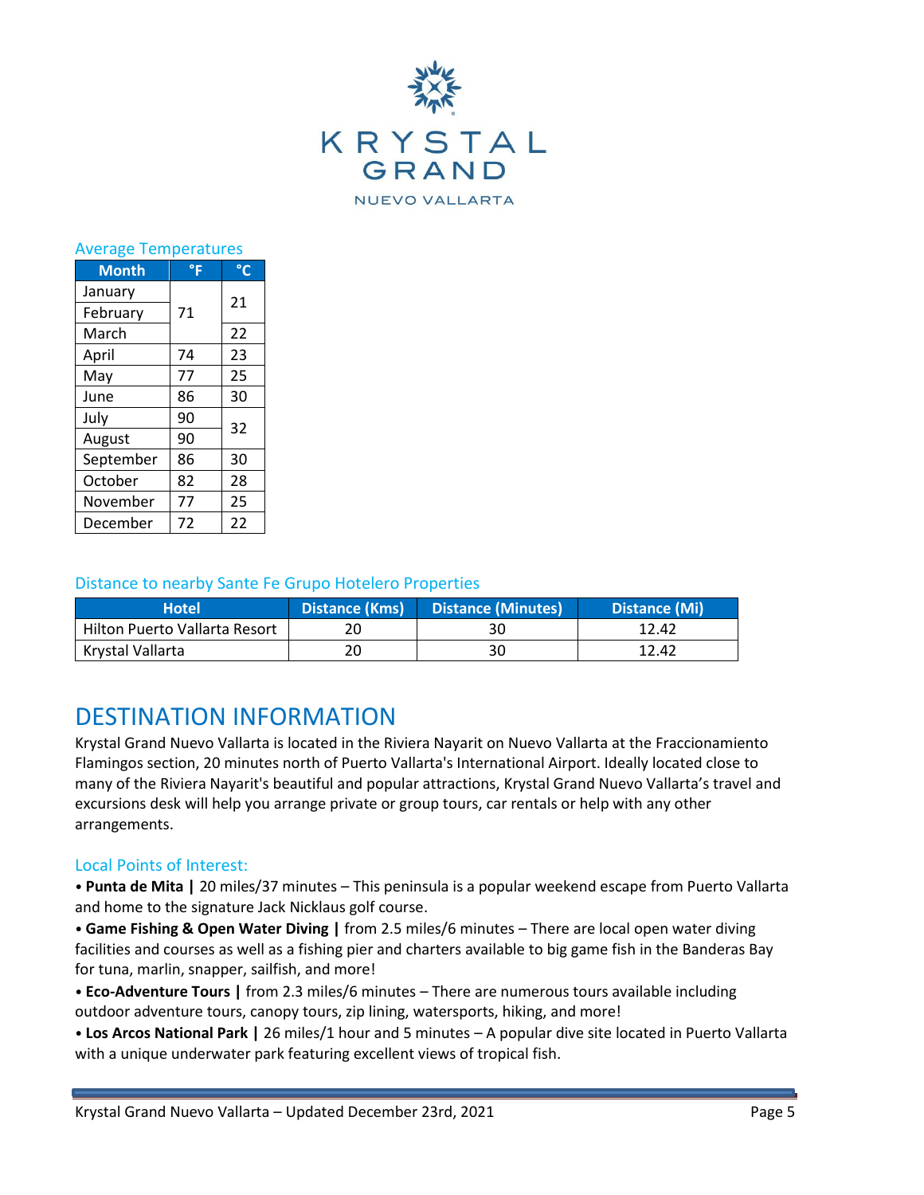KRYSTAL GRAND

NUEVO VALLARTA

### Average Temperatures

| Month | °F | °C |
|---|---|---|
| January | 71 | 21 |
| February | 71 | 21 |
| March | 71 | 22 |
| April | 74 | 23 |
| May | 77 | 25 |
| June | 86 | 30 |
| July | 90 | 32 |
| August | 90 | 32 |
| September | 86 | 30 |
| October | 82 | 28 |
| November | 77 | 25 |
| December | 72 | 22 |

### Distance to nearby Sante Fe Grupo Hotelero Properties

| Hotel | Distance (Kms) | Distance (Minutes) | Distance (Mi) |
|---|---|---|---|
| Hilton Puerto Vallarta Resort | 20 | 30 | 12.42 |
| Krystal Vallarta | 20 | 30 | 12.42 |

# DESTINATION INFORMATION

Krystal Grand Nuevo Vallarta is located in the Riviera Nayarit on Nuevo Vallarta at the Fraccionamiento Flamingos section, 20 minutes north of Puerto Vallarta's International Airport. Ideally located close to many of the Riviera Nayarit's beautiful and popular attractions, Krystal Grand Nuevo Vallarta's travel and excursions desk will help you arrange private or group tours, car rentals or help with any other arrangements.

### Local Points of Interest:

• **Punta de Mita |** 20 miles/37 minutes – This peninsula is a popular weekend escape from Puerto Vallarta and home to the signature Jack Nicklaus golf course.

• **Game Fishing & Open Water Diving |** from 2.5 miles/6 minutes – There are local open water diving facilities and courses as well as a fishing pier and charters available to big game fish in the Banderas Bay for tuna, marlin, snapper, sailfish, and more!

• **Eco-Adventure Tours |** from 2.3 miles/6 minutes – There are numerous tours available including outdoor adventure tours, canopy tours, zip lining, watersports, hiking, and more!

• **Los Arcos National Park |** 26 miles/1 hour and 5 minutes – A popular dive site located in Puerto Vallarta with a unique underwater park featuring excellent views of tropical fish.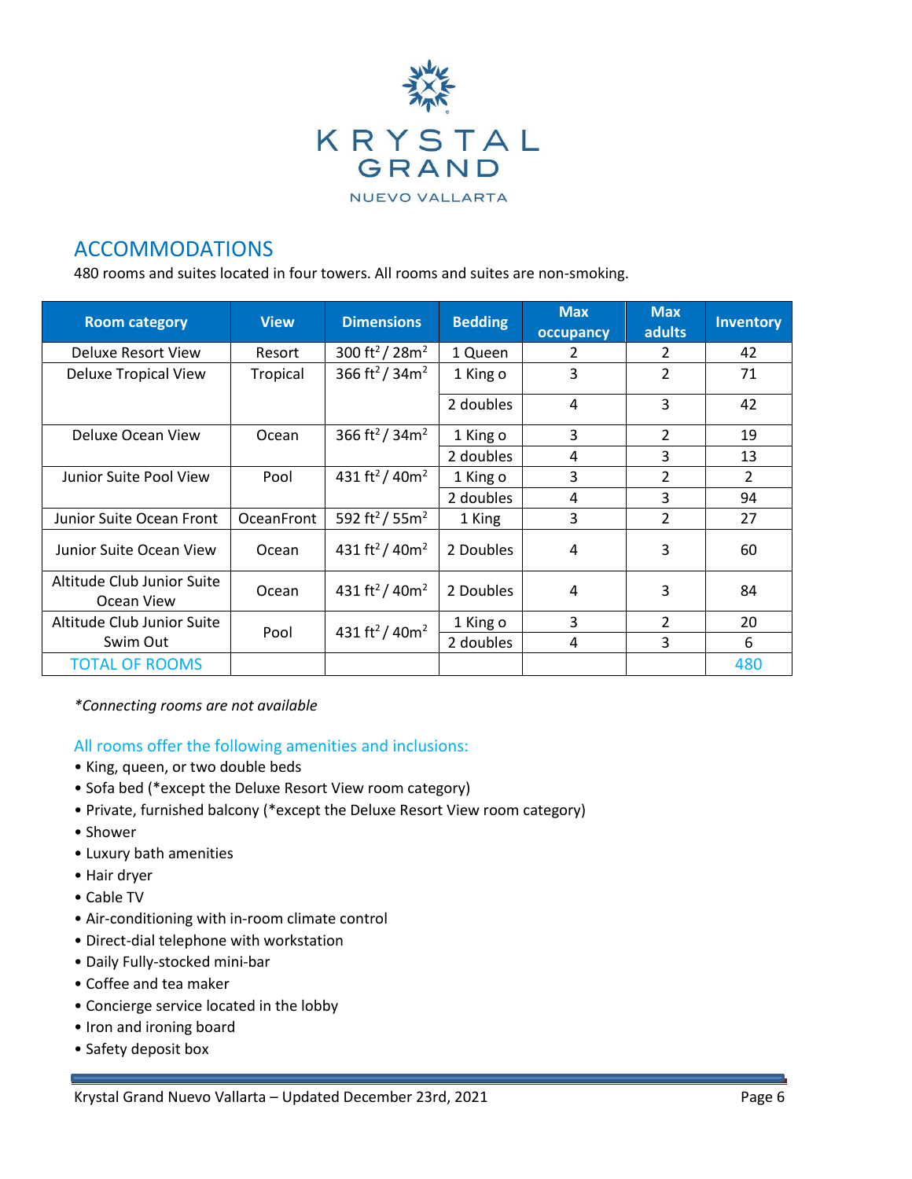# KRYSTAL GRAND

NUEVO VALLARTA

## ACCOMMODATIONS

480 rooms and suites located in four towers. All rooms and suites are non-smoking.

| Room category | View | Dimensions | Bedding | Max occupancy | Max adults | Inventory |
|---|---|---|---|---|---|---|
| Deluxe Resort View | Resort | 300 ft² / 28m² | 1 Queen | 2 | 2 | 42 |
| Deluxe Tropical View | Tropical | 366 ft² / 34m² | 1 King o | 3 | 2 | 71 |
| | | | 2 doubles | 4 | 3 | 42 |
| Deluxe Ocean View | Ocean | 366 ft² / 34m² | 1 King o | 3 | 2 | 19 |
| | | | 2 doubles | 4 | 3 | 13 |
| Junior Suite Pool View | Pool | 431 ft² / 40m² | 1 King o | 3 | 2 | 2 |
| | | | 2 doubles | 4 | 3 | 94 |
| Junior Suite Ocean Front | OceanFront | 592 ft² / 55m² | 1 King | 3 | 2 | 27 |
| Junior Suite Ocean View | Ocean | 431 ft² / 40m² | 2 Doubles | 4 | 3 | 60 |
| Altitude Club Junior Suite Ocean View | Ocean | 431 ft² / 40m² | 2 Doubles | 4 | 3 | 84 |
| Altitude Club Junior Suite Swim Out | Pool | 431 ft² / 40m² | 1 King o | 3 | 2 | 20 |
| | | | 2 doubles | 4 | 3 | 6 |
| TOTAL OF ROOMS | | | | | | 480 |

*\*Connecting rooms are not available*

### All rooms offer the following amenities and inclusions:

- King, queen, or two double beds
- Sofa bed (*except the Deluxe Resort View room category)
- Private, furnished balcony (*except the Deluxe Resort View room category)
- Shower
- Luxury bath amenities
- Hair dryer
- Cable TV
- Air-conditioning with in-room climate control
- Direct-dial telephone with workstation
- Daily Fully-stocked mini-bar
- Coffee and tea maker
- Concierge service located in the lobby
- Iron and ironing board
- Safety deposit box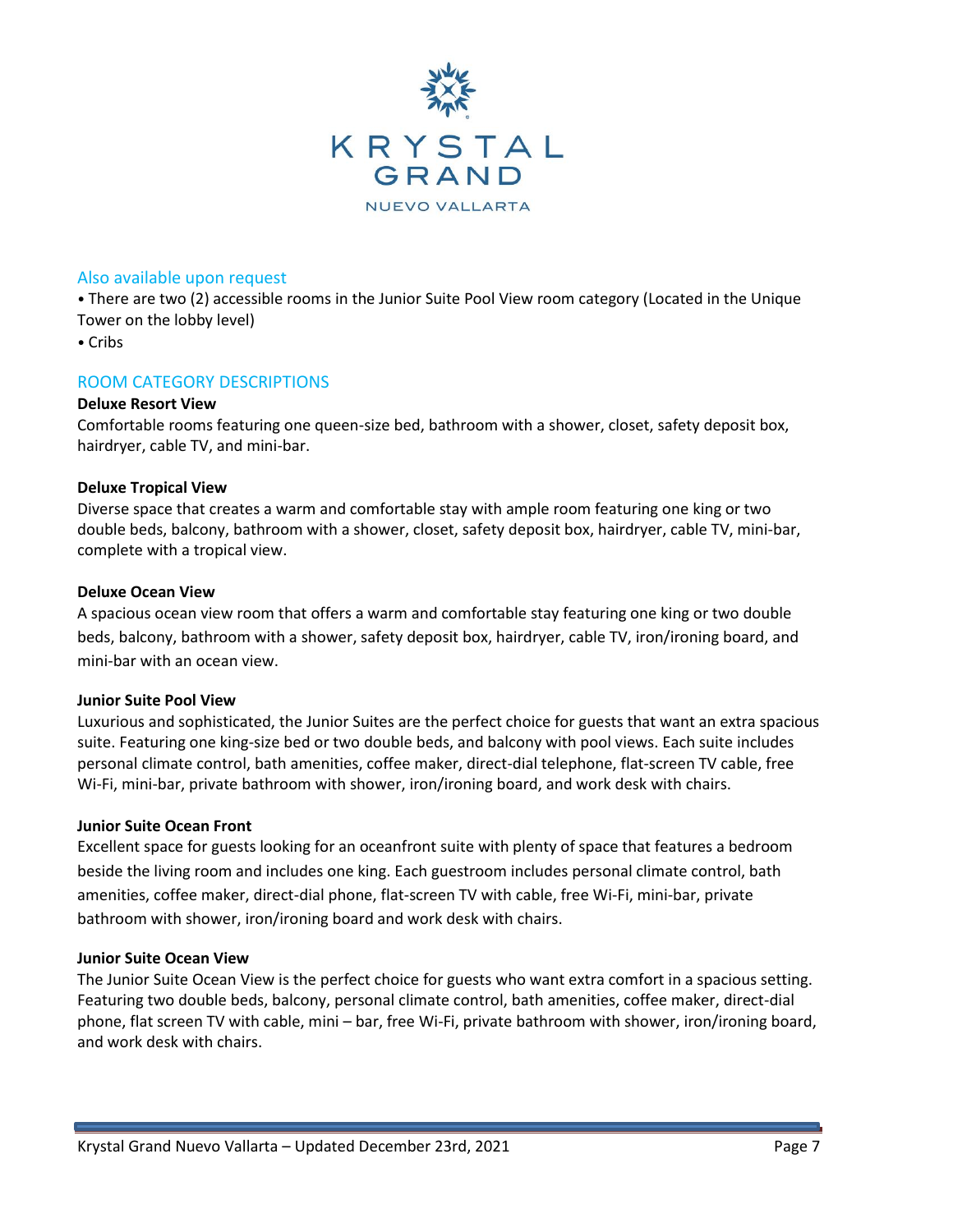## Also available upon request

- There are two (2) accessible rooms in the Junior Suite Pool View room category (Located in the Unique Tower on the lobby level)
- Cribs

## ROOM CATEGORY DESCRIPTIONS

**Deluxe Resort View**

Comfortable rooms featuring one queen-size bed, bathroom with a shower, closet, safety deposit box, hairdryer, cable TV, and mini-bar.

**Deluxe Tropical View**

Diverse space that creates a warm and comfortable stay with ample room featuring one king or two double beds, balcony, bathroom with a shower, closet, safety deposit box, hairdryer, cable TV, mini-bar, complete with a tropical view.

**Deluxe Ocean View**

A spacious ocean view room that offers a warm and comfortable stay featuring one king or two double beds, balcony, bathroom with a shower, safety deposit box, hairdryer, cable TV, iron/ironing board, and mini-bar with an ocean view.

**Junior Suite Pool View**

Luxurious and sophisticated, the Junior Suites are the perfect choice for guests that want an extra spacious suite. Featuring one king-size bed or two double beds, and balcony with pool views. Each suite includes personal climate control, bath amenities, coffee maker, direct-dial telephone, flat-screen TV cable, free Wi-Fi, mini-bar, private bathroom with shower, iron/ironing board, and work desk with chairs.

**Junior Suite Ocean Front**

Excellent space for guests looking for an oceanfront suite with plenty of space that features a bedroom beside the living room and includes one king. Each guestroom includes personal climate control, bath amenities, coffee maker, direct-dial phone, flat-screen TV with cable, free Wi-Fi, mini-bar, private bathroom with shower, iron/ironing board and work desk with chairs.

**Junior Suite Ocean View**

The Junior Suite Ocean View is the perfect choice for guests who want extra comfort in a spacious setting. Featuring two double beds, balcony, personal climate control, bath amenities, coffee maker, direct-dial phone, flat screen TV with cable, mini – bar, free Wi-Fi, private bathroom with shower, iron/ironing board, and work desk with chairs.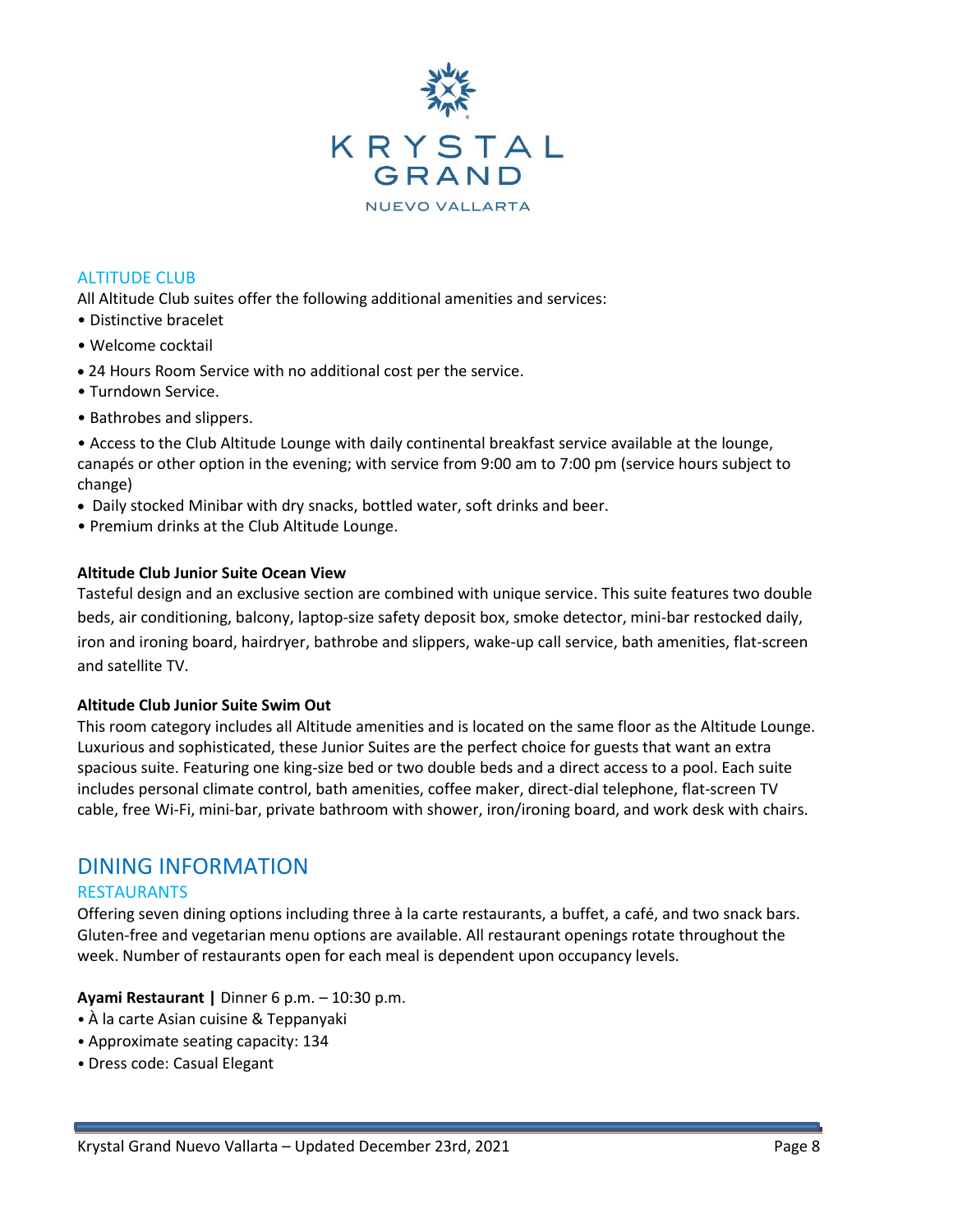## ALTITUDE CLUB

All Altitude Club suites offer the following additional amenities and services:

- Distinctive bracelet
- Welcome cocktail
- 24 Hours Room Service with no additional cost per the service.
- Turndown Service.
- Bathrobes and slippers.
- Access to the Club Altitude Lounge with daily continental breakfast service available at the lounge, canapés or other option in the evening; with service from 9:00 am to 7:00 pm (service hours subject to change)
- Daily stocked Minibar with dry snacks, bottled water, soft drinks and beer.
- Premium drinks at the Club Altitude Lounge.

**Altitude Club Junior Suite Ocean View**

Tasteful design and an exclusive section are combined with unique service. This suite features two double beds, air conditioning, balcony, laptop-size safety deposit box, smoke detector, mini-bar restocked daily, iron and ironing board, hairdryer, bathrobe and slippers, wake-up call service, bath amenities, flat-screen and satellite TV.

**Altitude Club Junior Suite Swim Out**

This room category includes all Altitude amenities and is located on the same floor as the Altitude Lounge. Luxurious and sophisticated, these Junior Suites are the perfect choice for guests that want an extra spacious suite. Featuring one king-size bed or two double beds and a direct access to a pool. Each suite includes personal climate control, bath amenities, coffee maker, direct-dial telephone, flat-screen TV cable, free Wi-Fi, mini-bar, private bathroom with shower, iron/ironing board, and work desk with chairs.

# DINING INFORMATION

## RESTAURANTS

Offering seven dining options including three à la carte restaurants, a buffet, a café, and two snack bars. Gluten-free and vegetarian menu options are available. All restaurant openings rotate throughout the week. Number of restaurants open for each meal is dependent upon occupancy levels.

**Ayami Restaurant |** Dinner 6 p.m. – 10:30 p.m.

- À la carte Asian cuisine & Teppanyaki
- Approximate seating capacity: 134
- Dress code: Casual Elegant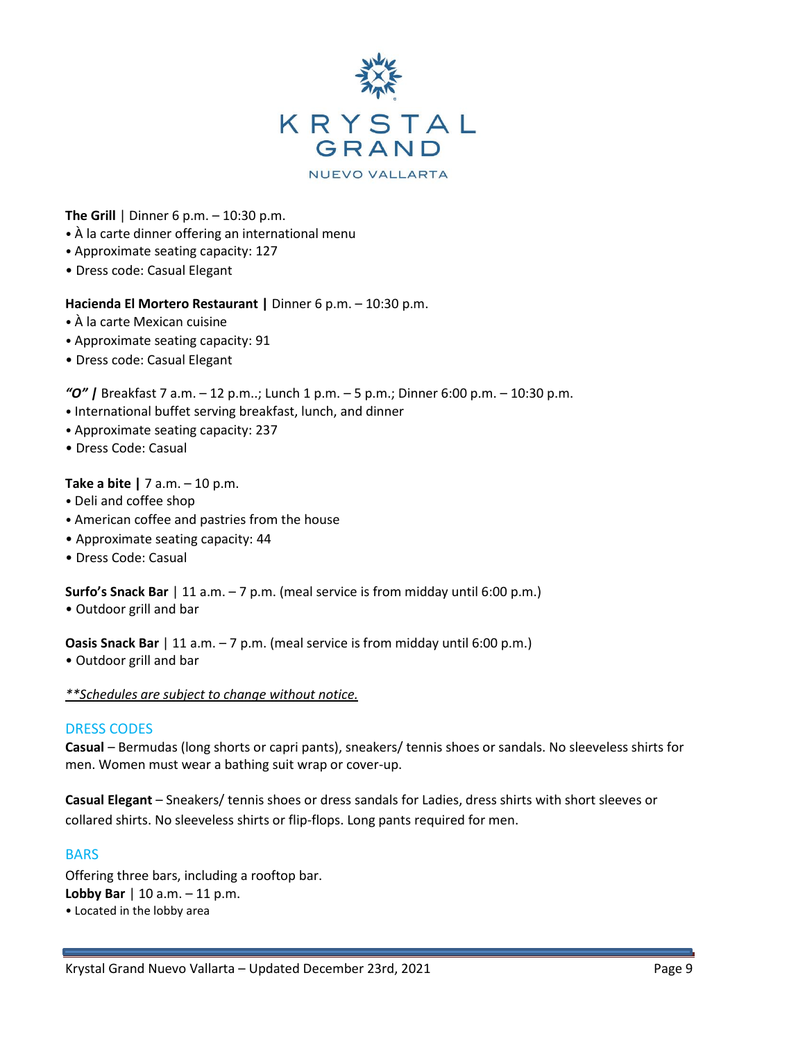**The Grill** | Dinner 6 p.m. – 10:30 p.m.

- À la carte dinner offering an international menu
- Approximate seating capacity: 127
- Dress code: Casual Elegant

**Hacienda El Mortero Restaurant |** Dinner 6 p.m. – 10:30 p.m.

- À la carte Mexican cuisine
- Approximate seating capacity: 91
- Dress code: Casual Elegant

***"O" |*** Breakfast 7 a.m. – 12 p.m..; Lunch 1 p.m. – 5 p.m.; Dinner 6:00 p.m. – 10:30 p.m.

- International buffet serving breakfast, lunch, and dinner
- Approximate seating capacity: 237
- Dress Code: Casual

**Take a bite |** 7 a.m. – 10 p.m.

- Deli and coffee shop
- American coffee and pastries from the house
- Approximate seating capacity: 44
- Dress Code: Casual

**Surfo's Snack Bar** | 11 a.m. – 7 p.m. (meal service is from midday until 6:00 p.m.)

- Outdoor grill and bar

**Oasis Snack Bar** | 11 a.m. – 7 p.m. (meal service is from midday until 6:00 p.m.)

- Outdoor grill and bar

*<u>**Schedules are subject to change without notice.</u>*

## DRESS CODES

**Casual** – Bermudas (long shorts or capri pants), sneakers/ tennis shoes or sandals. No sleeveless shirts for men. Women must wear a bathing suit wrap or cover-up.

**Casual Elegant** – Sneakers/ tennis shoes or dress sandals for Ladies, dress shirts with short sleeves or collared shirts. No sleeveless shirts or flip-flops. Long pants required for men.

## BARS

Offering three bars, including a rooftop bar.

**Lobby Bar** | 10 a.m. – 11 p.m.

- Located in the lobby area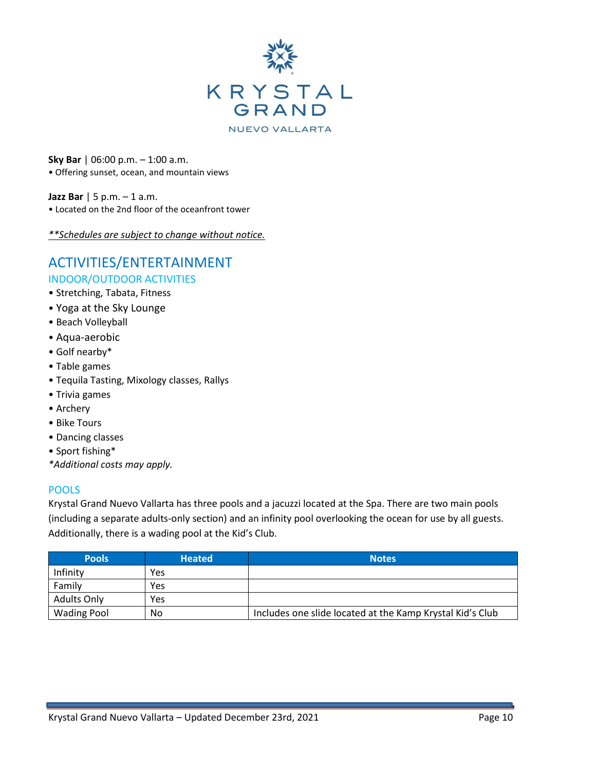**Sky Bar** | 06:00 p.m. – 1:00 a.m.
• Offering sunset, ocean, and mountain views

**Jazz Bar** | 5 p.m. – 1 a.m.
• Located on the 2nd floor of the oceanfront tower

*\*\*Schedules are subject to change without notice.*

## ACTIVITIES/ENTERTAINMENT

### INDOOR/OUTDOOR ACTIVITIES

• Stretching, Tabata, Fitness
• Yoga at the Sky Lounge
• Beach Volleyball
• Aqua-aerobic
• Golf nearby*
• Table games
• Tequila Tasting, Mixology classes, Rallys
• Trivia games
• Archery
• Bike Tours
• Dancing classes
• Sport fishing*
*\*Additional costs may apply.*

### POOLS

Krystal Grand Nuevo Vallarta has three pools and a jacuzzi located at the Spa. There are two main pools (including a separate adults-only section) and an infinity pool overlooking the ocean for use by all guests. Additionally, there is a wading pool at the Kid's Club.

| Pools | Heated | Notes |
|---|---|---|
| Infinity | Yes | |
| Family | Yes | |
| Adults Only | Yes | |
| Wading Pool | No | Includes one slide located at the Kamp Krystal Kid's Club |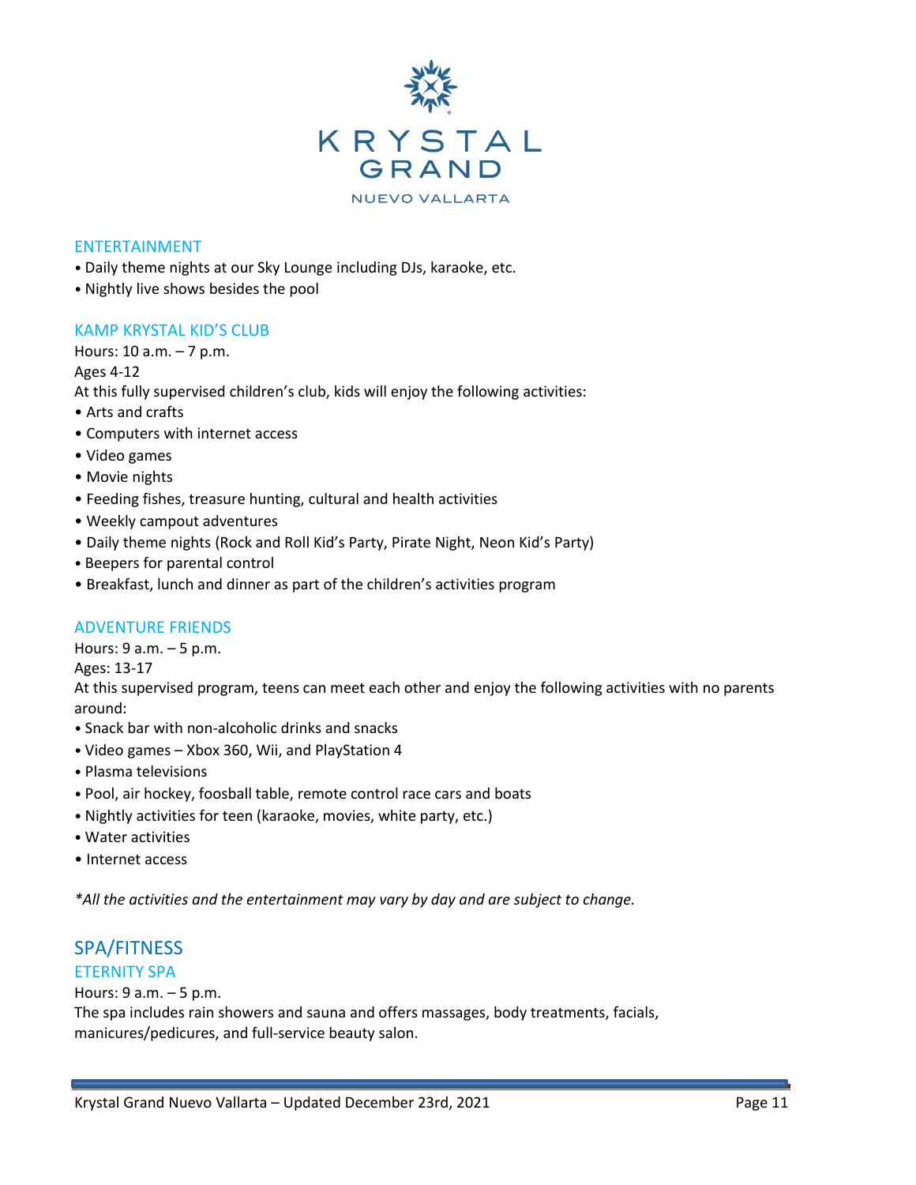## ENTERTAINMENT

- Daily theme nights at our Sky Lounge including DJs, karaoke, etc.
- Nightly live shows besides the pool

## KAMP KRYSTAL KID'S CLUB

Hours: 10 a.m. – 7 p.m.
Ages 4-12
At this fully supervised children's club, kids will enjoy the following activities:

- Arts and crafts
- Computers with internet access
- Video games
- Movie nights
- Feeding fishes, treasure hunting, cultural and health activities
- Weekly campout adventures
- Daily theme nights (Rock and Roll Kid's Party, Pirate Night, Neon Kid's Party)
- Beepers for parental control
- Breakfast, lunch and dinner as part of the children's activities program

## ADVENTURE FRIENDS

Hours: 9 a.m. – 5 p.m.
Ages: 13-17
At this supervised program, teens can meet each other and enjoy the following activities with no parents around:

- Snack bar with non-alcoholic drinks and snacks
- Video games – Xbox 360, Wii, and PlayStation 4
- Plasma televisions
- Pool, air hockey, foosball table, remote control race cars and boats
- Nightly activities for teen (karaoke, movies, white party, etc.)
- Water activities
- Internet access

*\*All the activities and the entertainment may vary by day and are subject to change.*

# SPA/FITNESS

## ETERNITY SPA

Hours: 9 a.m. – 5 p.m.
The spa includes rain showers and sauna and offers massages, body treatments, facials, manicures/pedicures, and full-service beauty salon.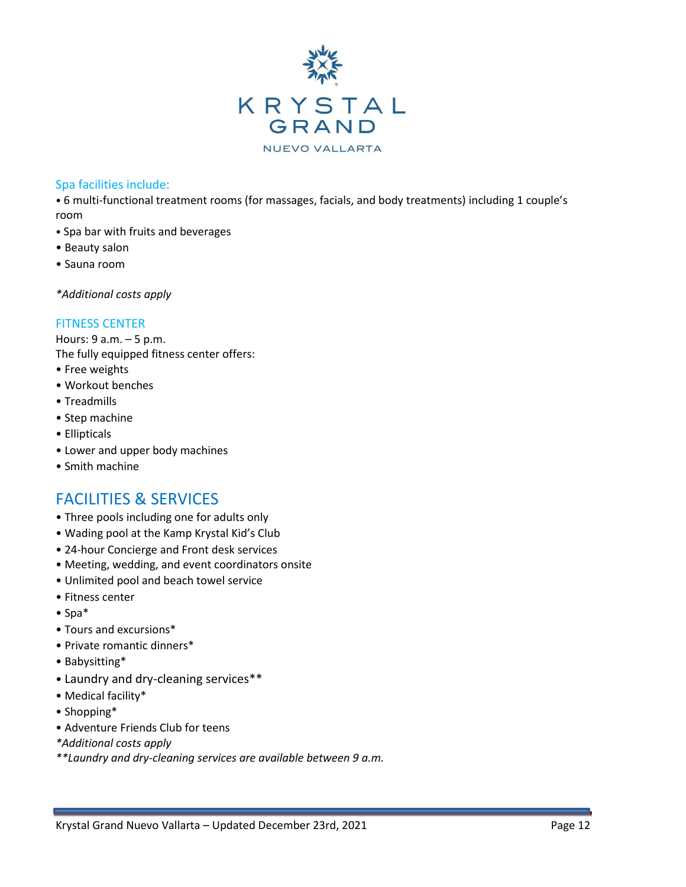### Spa facilities include:

- 6 multi-functional treatment rooms (for massages, facials, and body treatments) including 1 couple's room
- Spa bar with fruits and beverages
- Beauty salon
- Sauna room

*\*Additional costs apply*

### FITNESS CENTER

Hours: 9 a.m. – 5 p.m.

The fully equipped fitness center offers:

- Free weights
- Workout benches
- Treadmills
- Step machine
- Ellipticals
- Lower and upper body machines
- Smith machine

## FACILITIES & SERVICES

- Three pools including one for adults only
- Wading pool at the Kamp Krystal Kid's Club
- 24-hour Concierge and Front desk services
- Meeting, wedding, and event coordinators onsite
- Unlimited pool and beach towel service
- Fitness center
- Spa*
- Tours and excursions*
- Private romantic dinners*
- Babysitting*
- Laundry and dry-cleaning services**
- Medical facility*
- Shopping*
- Adventure Friends Club for teens

*\*Additional costs apply*

*\*\*Laundry and dry-cleaning services are available between 9 a.m.*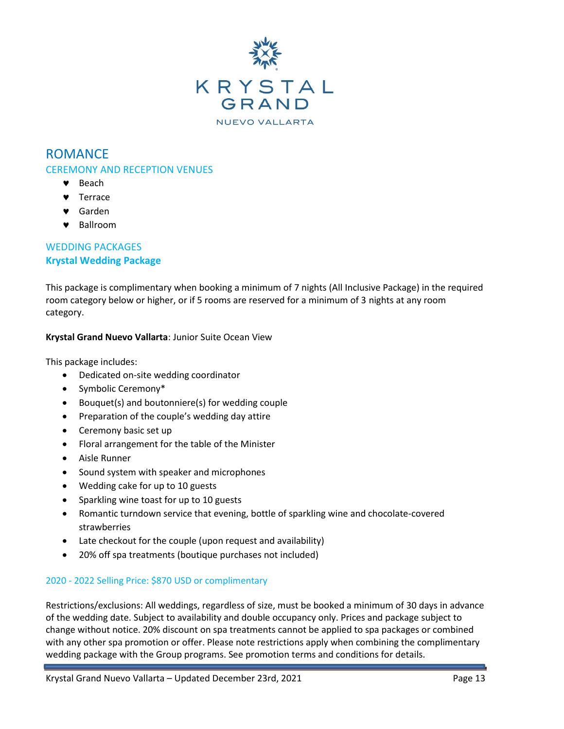KRYSTAL GRAND

NUEVO VALLARTA

# ROMANCE

## CEREMONY AND RECEPTION VENUES

- Beach
- Terrace
- Garden
- Ballroom

## WEDDING PACKAGES

### Krystal Wedding Package

This package is complimentary when booking a minimum of 7 nights (All Inclusive Package) in the required room category below or higher, or if 5 rooms are reserved for a minimum of 3 nights at any room category.

**Krystal Grand Nuevo Vallarta**: Junior Suite Ocean View

This package includes:

- Dedicated on-site wedding coordinator
- Symbolic Ceremony*
- Bouquet(s) and boutonniere(s) for wedding couple
- Preparation of the couple's wedding day attire
- Ceremony basic set up
- Floral arrangement for the table of the Minister
- Aisle Runner
- Sound system with speaker and microphones
- Wedding cake for up to 10 guests
- Sparkling wine toast for up to 10 guests
- Romantic turndown service that evening, bottle of sparkling wine and chocolate-covered strawberries
- Late checkout for the couple (upon request and availability)
- 20% off spa treatments (boutique purchases not included)

2020 - 2022 Selling Price: $870 USD or complimentary

Restrictions/exclusions: All weddings, regardless of size, must be booked a minimum of 30 days in advance of the wedding date. Subject to availability and double occupancy only. Prices and package subject to change without notice. 20% discount on spa treatments cannot be applied to spa packages or combined with any other spa promotion or offer. Please note restrictions apply when combining the complimentary wedding package with the Group programs. See promotion terms and conditions for details.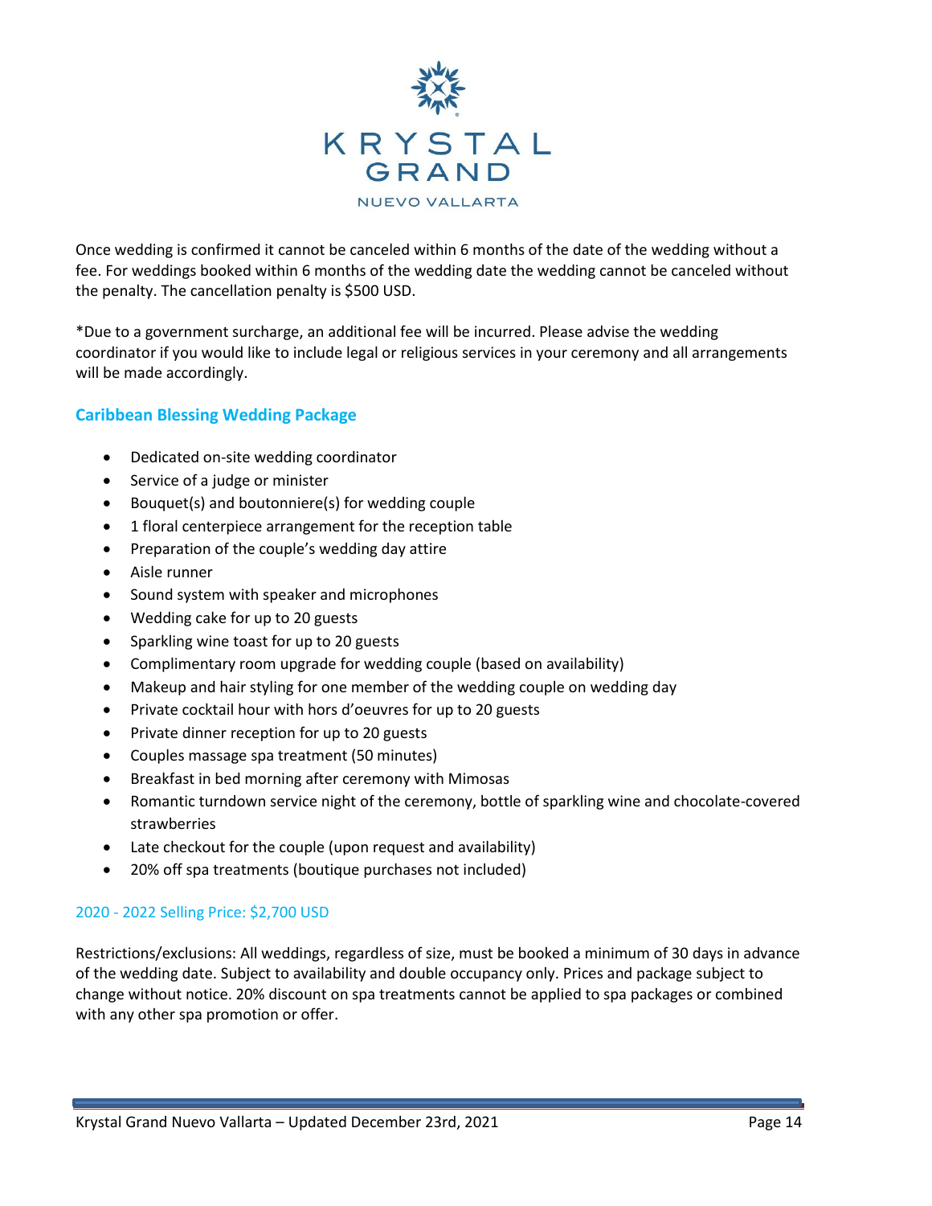KRYSTAL GRAND

NUEVO VALLARTA

Once wedding is confirmed it cannot be canceled within 6 months of the date of the wedding without a fee. For weddings booked within 6 months of the wedding date the wedding cannot be canceled without the penalty. The cancellation penalty is $500 USD.

*Due to a government surcharge, an additional fee will be incurred. Please advise the wedding coordinator if you would like to include legal or religious services in your ceremony and all arrangements will be made accordingly.

### Caribbean Blessing Wedding Package

- Dedicated on-site wedding coordinator
- Service of a judge or minister
- Bouquet(s) and boutonniere(s) for wedding couple
- 1 floral centerpiece arrangement for the reception table
- Preparation of the couple's wedding day attire
- Aisle runner
- Sound system with speaker and microphones
- Wedding cake for up to 20 guests
- Sparkling wine toast for up to 20 guests
- Complimentary room upgrade for wedding couple (based on availability)
- Makeup and hair styling for one member of the wedding couple on wedding day
- Private cocktail hour with hors d'oeuvres for up to 20 guests
- Private dinner reception for up to 20 guests
- Couples massage spa treatment (50 minutes)
- Breakfast in bed morning after ceremony with Mimosas
- Romantic turndown service night of the ceremony, bottle of sparkling wine and chocolate-covered strawberries
- Late checkout for the couple (upon request and availability)
- 20% off spa treatments (boutique purchases not included)

2020 - 2022 Selling Price: $2,700 USD

Restrictions/exclusions: All weddings, regardless of size, must be booked a minimum of 30 days in advance of the wedding date. Subject to availability and double occupancy only. Prices and package subject to change without notice. 20% discount on spa treatments cannot be applied to spa packages or combined with any other spa promotion or offer.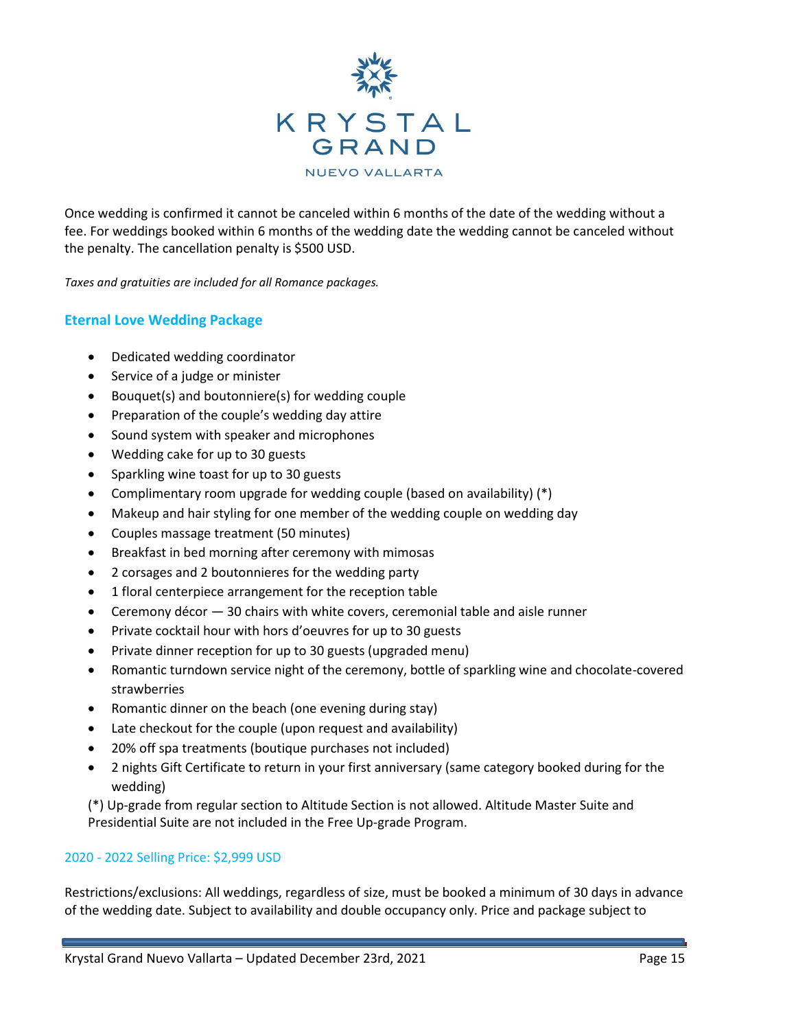# KRYSTAL GRAND

NUEVO VALLARTA

Once wedding is confirmed it cannot be canceled within 6 months of the date of the wedding without a fee. For weddings booked within 6 months of the wedding date the wedding cannot be canceled without the penalty. The cancellation penalty is $500 USD.

*Taxes and gratuities are included for all Romance packages.*

## Eternal Love Wedding Package

- Dedicated wedding coordinator
- Service of a judge or minister
- Bouquet(s) and boutonniere(s) for wedding couple
- Preparation of the couple's wedding day attire
- Sound system with speaker and microphones
- Wedding cake for up to 30 guests
- Sparkling wine toast for up to 30 guests
- Complimentary room upgrade for wedding couple (based on availability) (*)
- Makeup and hair styling for one member of the wedding couple on wedding day
- Couples massage treatment (50 minutes)
- Breakfast in bed morning after ceremony with mimosas
- 2 corsages and 2 boutonnieres for the wedding party
- 1 floral centerpiece arrangement for the reception table
- Ceremony décor — 30 chairs with white covers, ceremonial table and aisle runner
- Private cocktail hour with hors d'oeuvres for up to 30 guests
- Private dinner reception for up to 30 guests (upgraded menu)
- Romantic turndown service night of the ceremony, bottle of sparkling wine and chocolate-covered strawberries
- Romantic dinner on the beach (one evening during stay)
- Late checkout for the couple (upon request and availability)
- 20% off spa treatments (boutique purchases not included)
- 2 nights Gift Certificate to return in your first anniversary (same category booked during for the wedding)

(*) Up-grade from regular section to Altitude Section is not allowed. Altitude Master Suite and Presidential Suite are not included in the Free Up-grade Program.

2020 - 2022 Selling Price: $2,999 USD

Restrictions/exclusions: All weddings, regardless of size, must be booked a minimum of 30 days in advance of the wedding date. Subject to availability and double occupancy only. Price and package subject to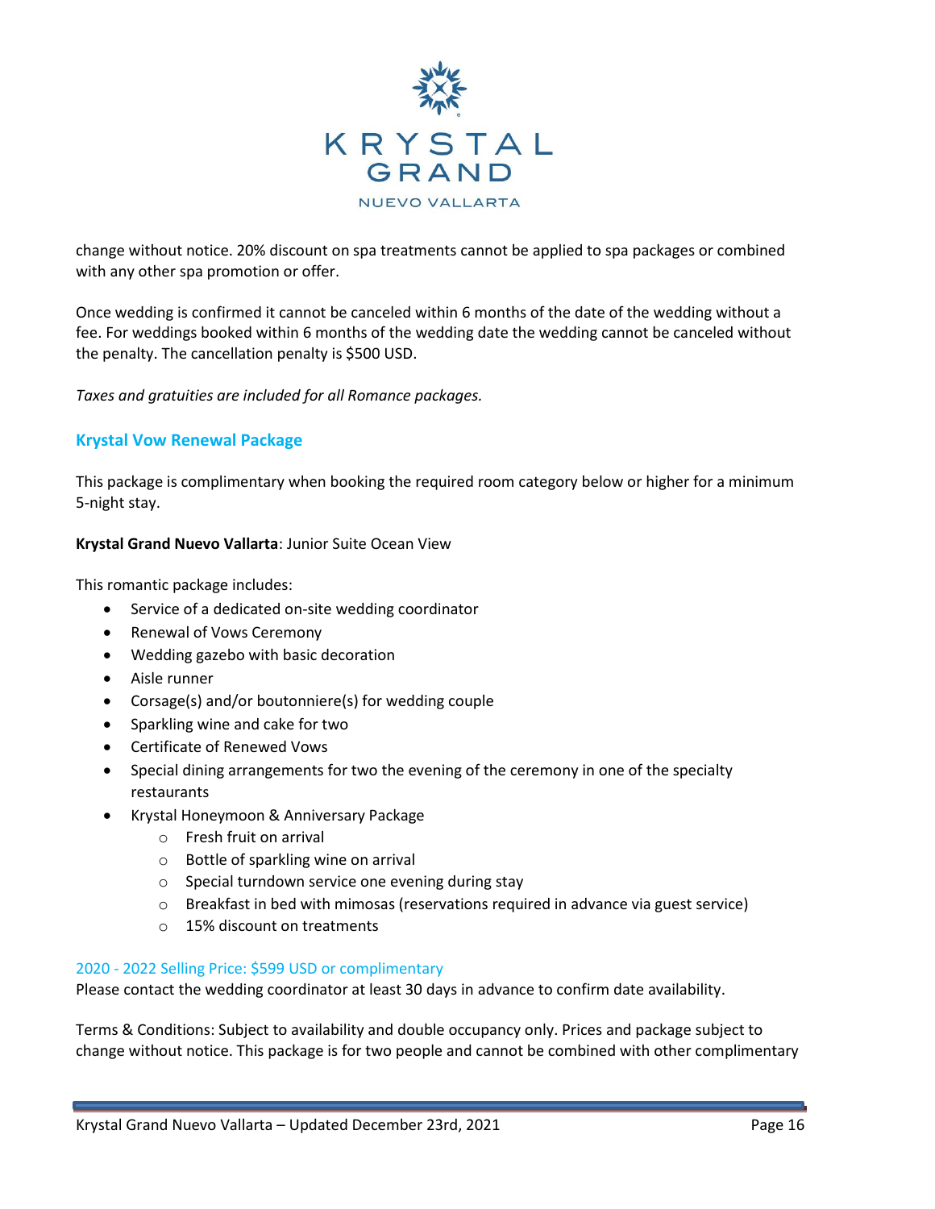change without notice. 20% discount on spa treatments cannot be applied to spa packages or combined with any other spa promotion or offer.

Once wedding is confirmed it cannot be canceled within 6 months of the date of the wedding without a fee. For weddings booked within 6 months of the wedding date the wedding cannot be canceled without the penalty. The cancellation penalty is $500 USD.

*Taxes and gratuities are included for all Romance packages.*

## Krystal Vow Renewal Package

This package is complimentary when booking the required room category below or higher for a minimum 5-night stay.

**Krystal Grand Nuevo Vallarta**: Junior Suite Ocean View

This romantic package includes:

- Service of a dedicated on-site wedding coordinator
- Renewal of Vows Ceremony
- Wedding gazebo with basic decoration
- Aisle runner
- Corsage(s) and/or boutonniere(s) for wedding couple
- Sparkling wine and cake for two
- Certificate of Renewed Vows
- Special dining arrangements for two the evening of the ceremony in one of the specialty restaurants
- Krystal Honeymoon & Anniversary Package
  - Fresh fruit on arrival
  - Bottle of sparkling wine on arrival
  - Special turndown service one evening during stay
  - Breakfast in bed with mimosas (reservations required in advance via guest service)
  - 15% discount on treatments

2020 - 2022 Selling Price: $599 USD or complimentary

Please contact the wedding coordinator at least 30 days in advance to confirm date availability.

Terms & Conditions: Subject to availability and double occupancy only. Prices and package subject to change without notice. This package is for two people and cannot be combined with other complimentary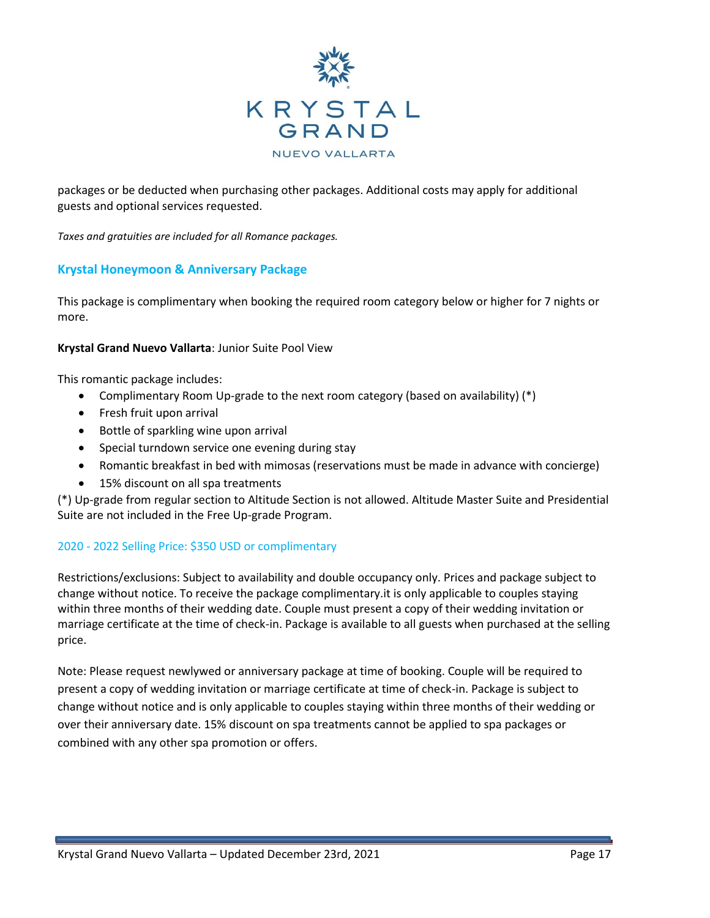packages or be deducted when purchasing other packages. Additional costs may apply for additional guests and optional services requested.

*Taxes and gratuities are included for all Romance packages.*

## Krystal Honeymoon & Anniversary Package

This package is complimentary when booking the required room category below or higher for 7 nights or more.

**Krystal Grand Nuevo Vallarta**: Junior Suite Pool View

This romantic package includes:

- Complimentary Room Up-grade to the next room category (based on availability) (*)
- Fresh fruit upon arrival
- Bottle of sparkling wine upon arrival
- Special turndown service one evening during stay
- Romantic breakfast in bed with mimosas (reservations must be made in advance with concierge)
- 15% discount on all spa treatments

(*) Up-grade from regular section to Altitude Section is not allowed. Altitude Master Suite and Presidential Suite are not included in the Free Up-grade Program.

2020 - 2022 Selling Price: $350 USD or complimentary

Restrictions/exclusions: Subject to availability and double occupancy only. Prices and package subject to change without notice. To receive the package complimentary.it is only applicable to couples staying within three months of their wedding date. Couple must present a copy of their wedding invitation or marriage certificate at the time of check-in. Package is available to all guests when purchased at the selling price.

Note: Please request newlywed or anniversary package at time of booking. Couple will be required to present a copy of wedding invitation or marriage certificate at time of check-in. Package is subject to change without notice and is only applicable to couples staying within three months of their wedding or over their anniversary date. 15% discount on spa treatments cannot be applied to spa packages or combined with any other spa promotion or offers.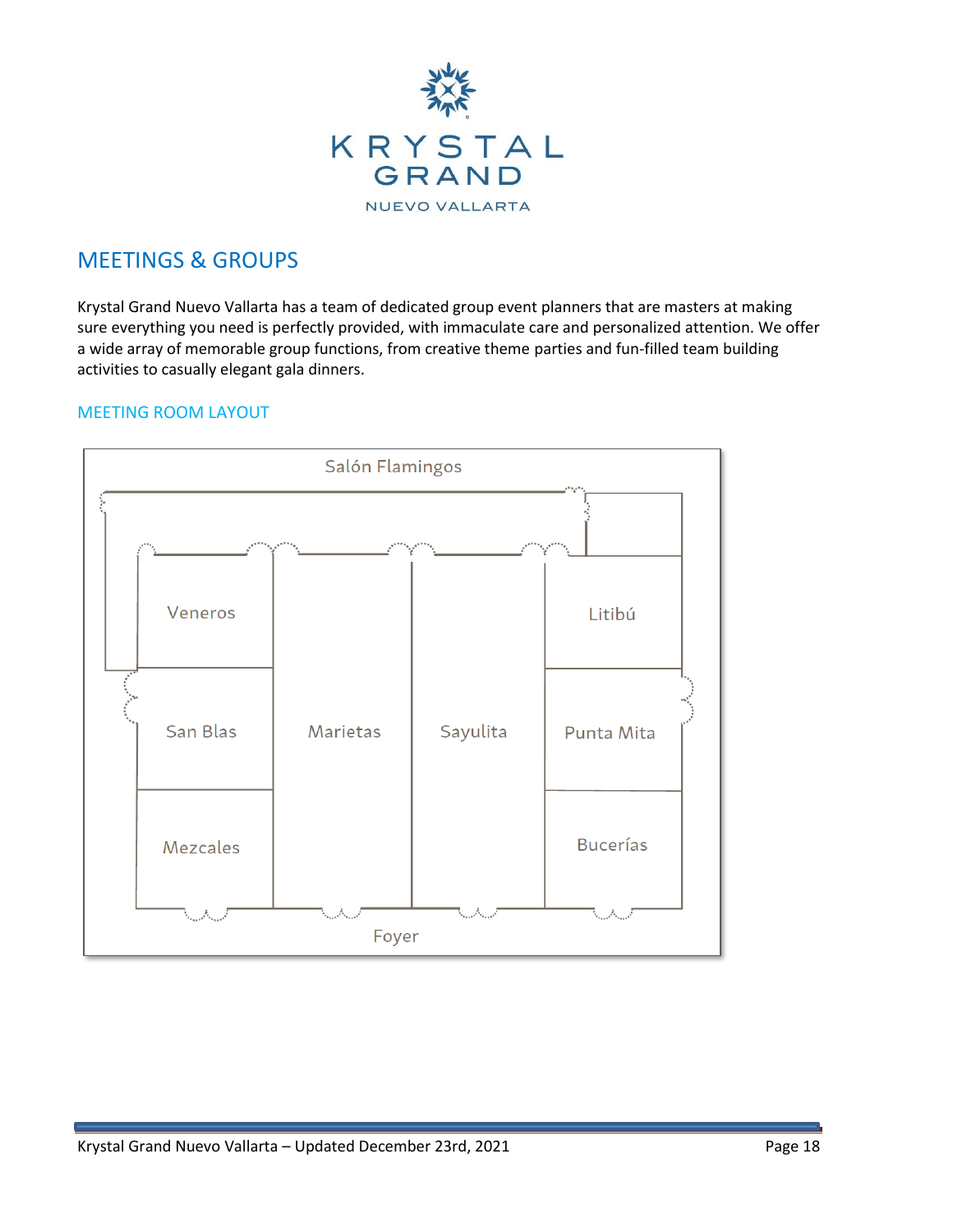KRYSTAL GRAND

NUEVO VALLARTA

## MEETINGS & GROUPS

Krystal Grand Nuevo Vallarta has a team of dedicated group event planners that are masters at making sure everything you need is perfectly provided, with immaculate care and personalized attention. We offer a wide array of memorable group functions, from creative theme parties and fun-filled team building activities to casually elegant gala dinners.

### MEETING ROOM LAYOUT

Salón Flamingos

Veneros

Litibú

San Blas

Marietas

Sayulita

Punta Mita

Mezcales

Bucerías

Foyer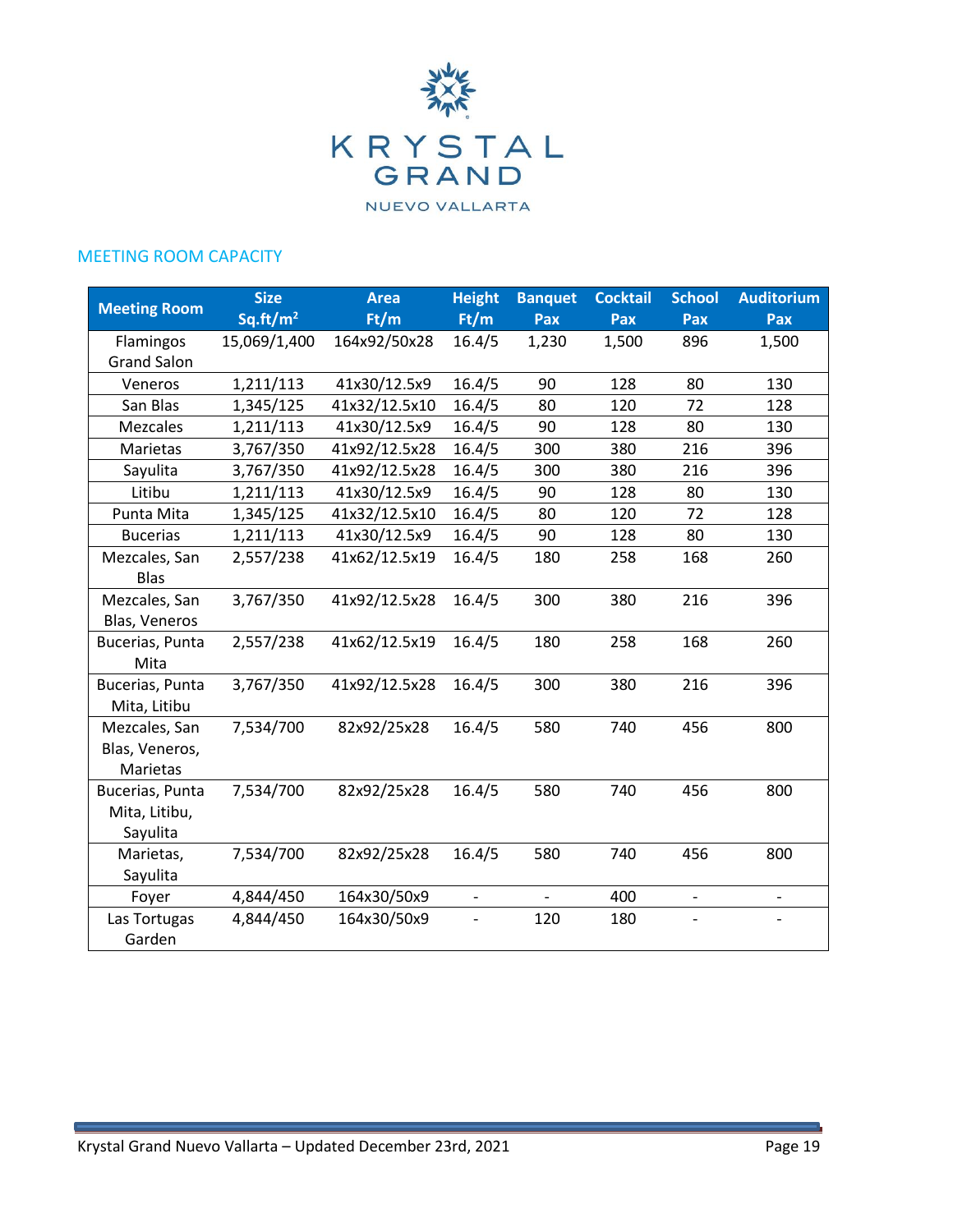KRYSTAL GRAND

NUEVO VALLARTA

## MEETING ROOM CAPACITY

| Meeting Room | Size Sq.ft/m² | Area Ft/m | Height Ft/m | Banquet Pax | Cocktail Pax | School Pax | Auditorium Pax |
|---|---|---|---|---|---|---|---|
| Flamingos Grand Salon | 15,069/1,400 | 164x92/50x28 | 16.4/5 | 1,230 | 1,500 | 896 | 1,500 |
| Veneros | 1,211/113 | 41x30/12.5x9 | 16.4/5 | 90 | 128 | 80 | 130 |
| San Blas | 1,345/125 | 41x32/12.5x10 | 16.4/5 | 80 | 120 | 72 | 128 |
| Mezcales | 1,211/113 | 41x30/12.5x9 | 16.4/5 | 90 | 128 | 80 | 130 |
| Marietas | 3,767/350 | 41x92/12.5x28 | 16.4/5 | 300 | 380 | 216 | 396 |
| Sayulita | 3,767/350 | 41x92/12.5x28 | 16.4/5 | 300 | 380 | 216 | 396 |
| Litibu | 1,211/113 | 41x30/12.5x9 | 16.4/5 | 90 | 128 | 80 | 130 |
| Punta Mita | 1,345/125 | 41x32/12.5x10 | 16.4/5 | 80 | 120 | 72 | 128 |
| Bucerias | 1,211/113 | 41x30/12.5x9 | 16.4/5 | 90 | 128 | 80 | 130 |
| Mezcales, San Blas | 2,557/238 | 41x62/12.5x19 | 16.4/5 | 180 | 258 | 168 | 260 |
| Mezcales, San Blas, Veneros | 3,767/350 | 41x92/12.5x28 | 16.4/5 | 300 | 380 | 216 | 396 |
| Bucerias, Punta Mita | 2,557/238 | 41x62/12.5x19 | 16.4/5 | 180 | 258 | 168 | 260 |
| Bucerias, Punta Mita, Litibu | 3,767/350 | 41x92/12.5x28 | 16.4/5 | 300 | 380 | 216 | 396 |
| Mezcales, San Blas, Veneros, Marietas | 7,534/700 | 82x92/25x28 | 16.4/5 | 580 | 740 | 456 | 800 |
| Bucerias, Punta Mita, Litibu, Sayulita | 7,534/700 | 82x92/25x28 | 16.4/5 | 580 | 740 | 456 | 800 |
| Marietas, Sayulita | 7,534/700 | 82x92/25x28 | 16.4/5 | 580 | 740 | 456 | 800 |
| Foyer | 4,844/450 | 164x30/50x9 | - | - | 400 | - | - |
| Las Tortugas Garden | 4,844/450 | 164x30/50x9 | - | 120 | 180 | - | - |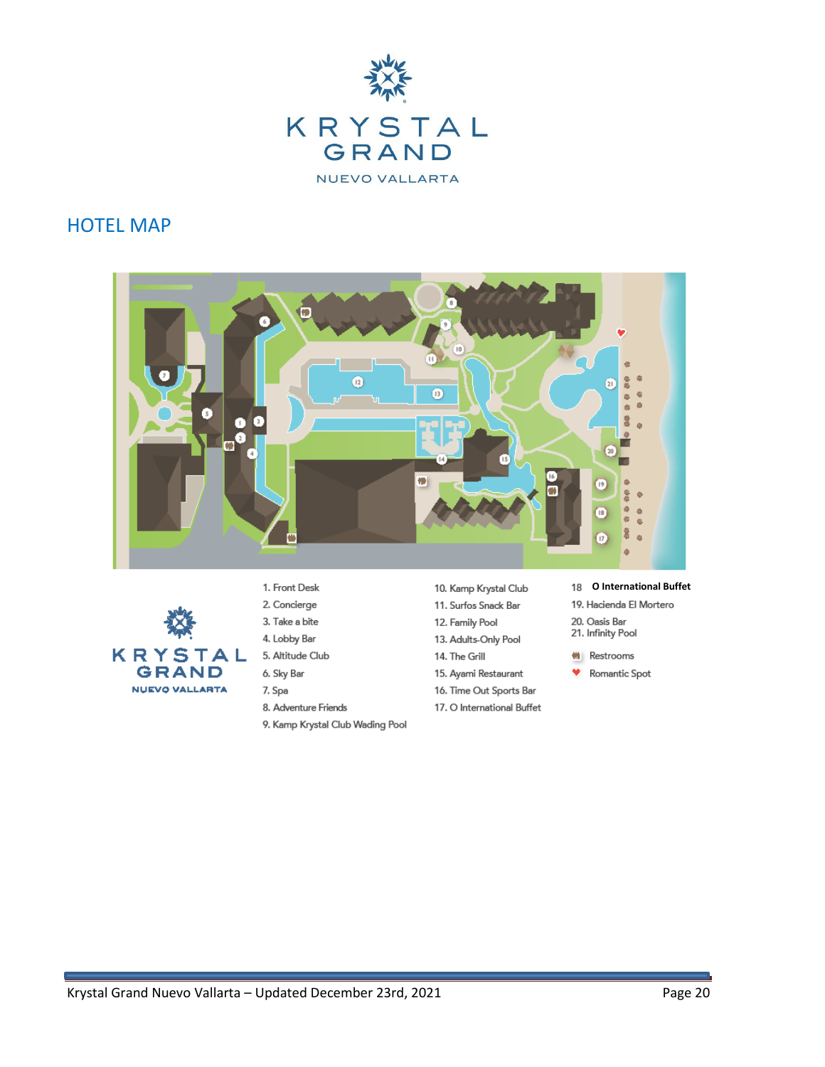KRYSTAL GRAND

NUEVO VALLARTA

## HOTEL MAP

1. Front Desk
2. Concierge
3. Take a bite
4. Lobby Bar
5. Altitude Club
6. Sky Bar
7. Spa
8. Adventure Friends
9. Kamp Krystal Club Wading Pool
10. Kamp Krystal Club
11. Surfos Snack Bar
12. Family Pool
13. Adults-Only Pool
14. The Grill
15. Ayami Restaurant
16. Time Out Sports Bar
17. O International Buffet
18. **O International Buffet**
19. Hacienda El Mortero
20. Oasis Bar
21. Infinity Pool

Restrooms

Romantic Spot